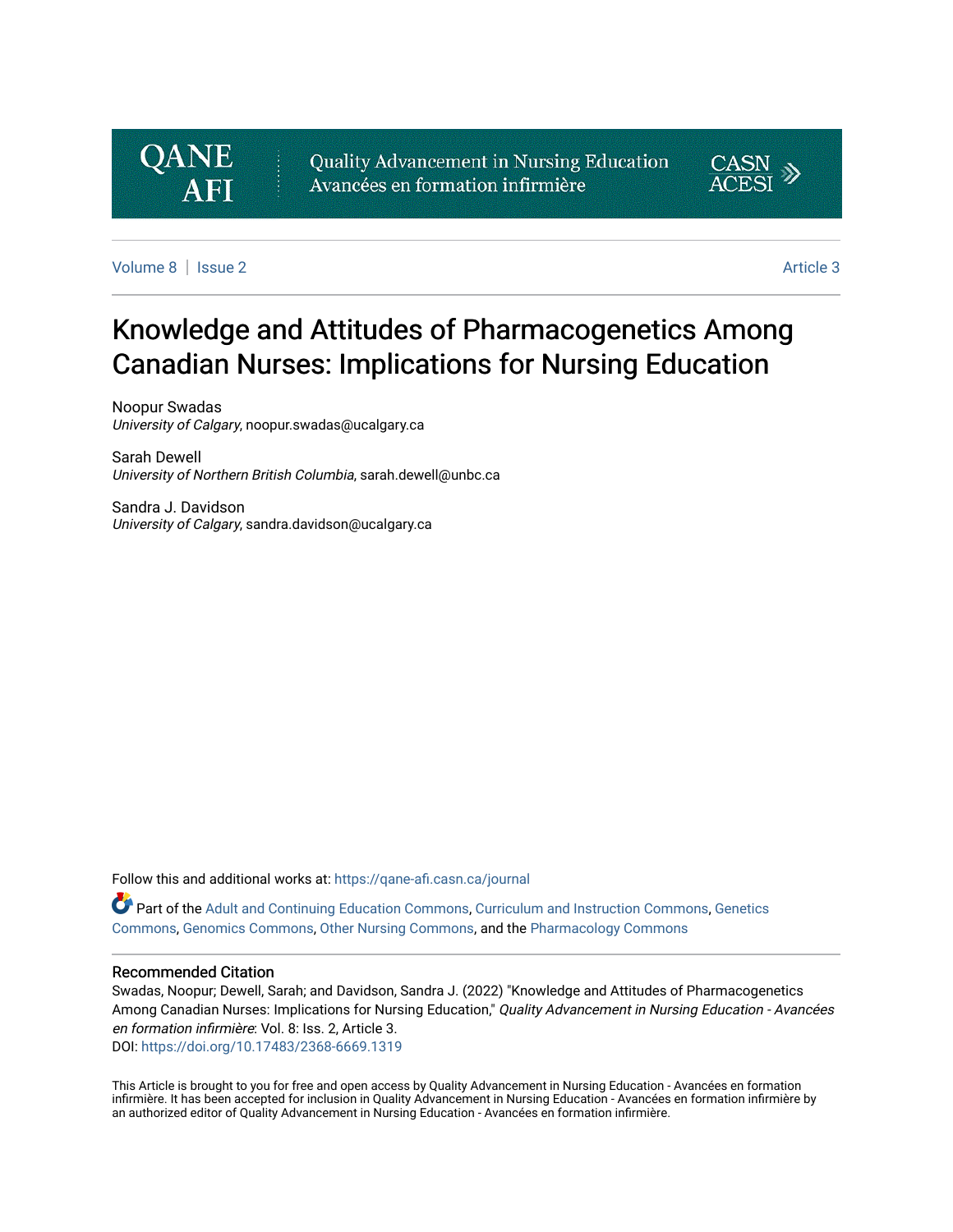# Knowledge and Attitudes of Pharmacogenetics Among Canadian Nurses: Implications for Nursing Education

Noopur Swadas
*University of Calgary*, noopur.swadas@ucalgary.ca

Sarah Dewell
*University of Northern British Columbia*, sarah.dewell@unbc.ca

Sandra J. Davidson
*University of Calgary*, sandra.davidson@ucalgary.ca

Follow this and additional works at: https://qane-afi.casn.ca/journal

Part of the Adult and Continuing Education Commons, Curriculum and Instruction Commons, Genetics Commons, Genomics Commons, Other Nursing Commons, and the Pharmacology Commons

## Recommended Citation

Swadas, Noopur; Dewell, Sarah; and Davidson, Sandra J. (2022) "Knowledge and Attitudes of Pharmacogenetics Among Canadian Nurses: Implications for Nursing Education," *Quality Advancement in Nursing Education - Avancées en formation infirmière*: Vol. 8: Iss. 2, Article 3.
DOI: https://doi.org/10.17483/2368-6669.1319

This Article is brought to you for free and open access by Quality Advancement in Nursing Education - Avancées en formation infirmière. It has been accepted for inclusion in Quality Advancement in Nursing Education - Avancées en formation infirmière by an authorized editor of Quality Advancement in Nursing Education - Avancées en formation infirmière.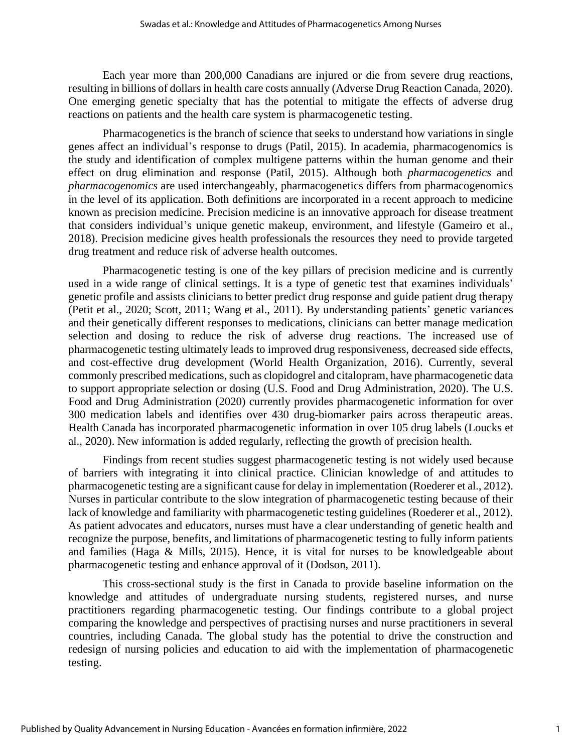Each year more than 200,000 Canadians are injured or die from severe drug reactions, resulting in billions of dollars in health care costs annually (Adverse Drug Reaction Canada, 2020). One emerging genetic specialty that has the potential to mitigate the effects of adverse drug reactions on patients and the health care system is pharmacogenetic testing.

Pharmacogenetics is the branch of science that seeks to understand how variations in single genes affect an individual's response to drugs (Patil, 2015). In academia, pharmacogenomics is the study and identification of complex multigene patterns within the human genome and their effect on drug elimination and response (Patil, 2015). Although both *pharmacogenetics* and *pharmacogenomics* are used interchangeably, pharmacogenetics differs from pharmacogenomics in the level of its application. Both definitions are incorporated in a recent approach to medicine known as precision medicine. Precision medicine is an innovative approach for disease treatment that considers individual's unique genetic makeup, environment, and lifestyle (Gameiro et al., 2018). Precision medicine gives health professionals the resources they need to provide targeted drug treatment and reduce risk of adverse health outcomes.

Pharmacogenetic testing is one of the key pillars of precision medicine and is currently used in a wide range of clinical settings. It is a type of genetic test that examines individuals' genetic profile and assists clinicians to better predict drug response and guide patient drug therapy (Petit et al., 2020; Scott, 2011; Wang et al., 2011). By understanding patients' genetic variances and their genetically different responses to medications, clinicians can better manage medication selection and dosing to reduce the risk of adverse drug reactions. The increased use of pharmacogenetic testing ultimately leads to improved drug responsiveness, decreased side effects, and cost-effective drug development (World Health Organization, 2016). Currently, several commonly prescribed medications, such as clopidogrel and citalopram, have pharmacogenetic data to support appropriate selection or dosing (U.S. Food and Drug Administration, 2020). The U.S. Food and Drug Administration (2020) currently provides pharmacogenetic information for over 300 medication labels and identifies over 430 drug-biomarker pairs across therapeutic areas. Health Canada has incorporated pharmacogenetic information in over 105 drug labels (Loucks et al., 2020). New information is added regularly, reflecting the growth of precision health.

Findings from recent studies suggest pharmacogenetic testing is not widely used because of barriers with integrating it into clinical practice. Clinician knowledge of and attitudes to pharmacogenetic testing are a significant cause for delay in implementation (Roederer et al., 2012). Nurses in particular contribute to the slow integration of pharmacogenetic testing because of their lack of knowledge and familiarity with pharmacogenetic testing guidelines (Roederer et al., 2012). As patient advocates and educators, nurses must have a clear understanding of genetic health and recognize the purpose, benefits, and limitations of pharmacogenetic testing to fully inform patients and families (Haga & Mills, 2015). Hence, it is vital for nurses to be knowledgeable about pharmacogenetic testing and enhance approval of it (Dodson, 2011).

This cross-sectional study is the first in Canada to provide baseline information on the knowledge and attitudes of undergraduate nursing students, registered nurses, and nurse practitioners regarding pharmacogenetic testing. Our findings contribute to a global project comparing the knowledge and perspectives of practising nurses and nurse practitioners in several countries, including Canada. The global study has the potential to drive the construction and redesign of nursing policies and education to aid with the implementation of pharmacogenetic testing.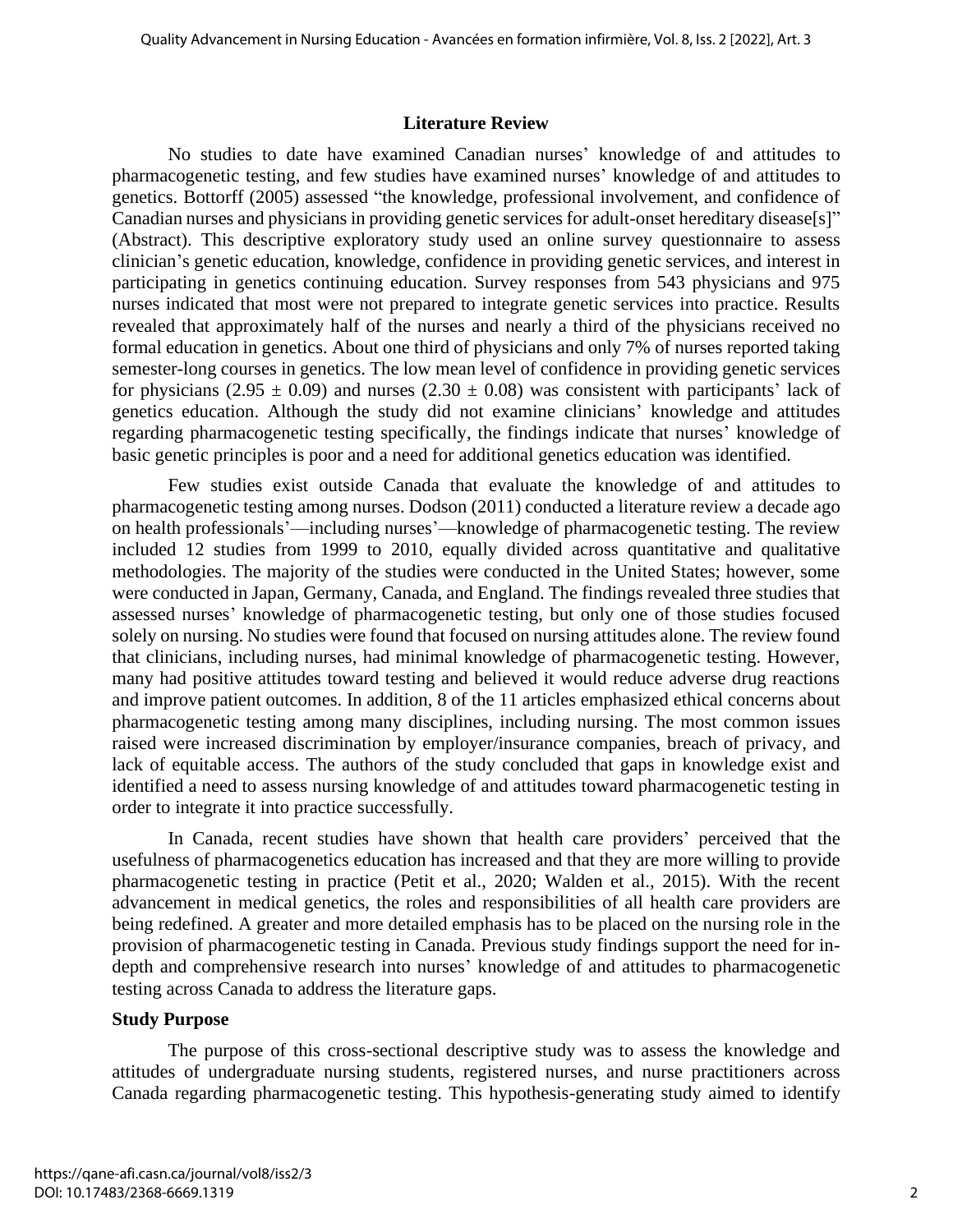## Literature Review

No studies to date have examined Canadian nurses' knowledge of and attitudes to pharmacogenetic testing, and few studies have examined nurses' knowledge of and attitudes to genetics. Bottorff (2005) assessed "the knowledge, professional involvement, and confidence of Canadian nurses and physicians in providing genetic services for adult-onset hereditary disease[s]" (Abstract). This descriptive exploratory study used an online survey questionnaire to assess clinician's genetic education, knowledge, confidence in providing genetic services, and interest in participating in genetics continuing education. Survey responses from 543 physicians and 975 nurses indicated that most were not prepared to integrate genetic services into practice. Results revealed that approximately half of the nurses and nearly a third of the physicians received no formal education in genetics. About one third of physicians and only 7% of nurses reported taking semester-long courses in genetics. The low mean level of confidence in providing genetic services for physicians ($2.95 \pm 0.09$) and nurses ($2.30 \pm 0.08$) was consistent with participants' lack of genetics education. Although the study did not examine clinicians' knowledge and attitudes regarding pharmacogenetic testing specifically, the findings indicate that nurses' knowledge of basic genetic principles is poor and a need for additional genetics education was identified.

Few studies exist outside Canada that evaluate the knowledge of and attitudes to pharmacogenetic testing among nurses. Dodson (2011) conducted a literature review a decade ago on health professionals'—including nurses'—knowledge of pharmacogenetic testing. The review included 12 studies from 1999 to 2010, equally divided across quantitative and qualitative methodologies. The majority of the studies were conducted in the United States; however, some were conducted in Japan, Germany, Canada, and England. The findings revealed three studies that assessed nurses' knowledge of pharmacogenetic testing, but only one of those studies focused solely on nursing. No studies were found that focused on nursing attitudes alone. The review found that clinicians, including nurses, had minimal knowledge of pharmacogenetic testing. However, many had positive attitudes toward testing and believed it would reduce adverse drug reactions and improve patient outcomes. In addition, 8 of the 11 articles emphasized ethical concerns about pharmacogenetic testing among many disciplines, including nursing. The most common issues raised were increased discrimination by employer/insurance companies, breach of privacy, and lack of equitable access. The authors of the study concluded that gaps in knowledge exist and identified a need to assess nursing knowledge of and attitudes toward pharmacogenetic testing in order to integrate it into practice successfully.

In Canada, recent studies have shown that health care providers' perceived that the usefulness of pharmacogenetics education has increased and that they are more willing to provide pharmacogenetic testing in practice (Petit et al., 2020; Walden et al., 2015). With the recent advancement in medical genetics, the roles and responsibilities of all health care providers are being redefined. A greater and more detailed emphasis has to be placed on the nursing role in the provision of pharmacogenetic testing in Canada. Previous study findings support the need for in-depth and comprehensive research into nurses' knowledge of and attitudes to pharmacogenetic testing across Canada to address the literature gaps.

### Study Purpose

The purpose of this cross-sectional descriptive study was to assess the knowledge and attitudes of undergraduate nursing students, registered nurses, and nurse practitioners across Canada regarding pharmacogenetic testing. This hypothesis-generating study aimed to identify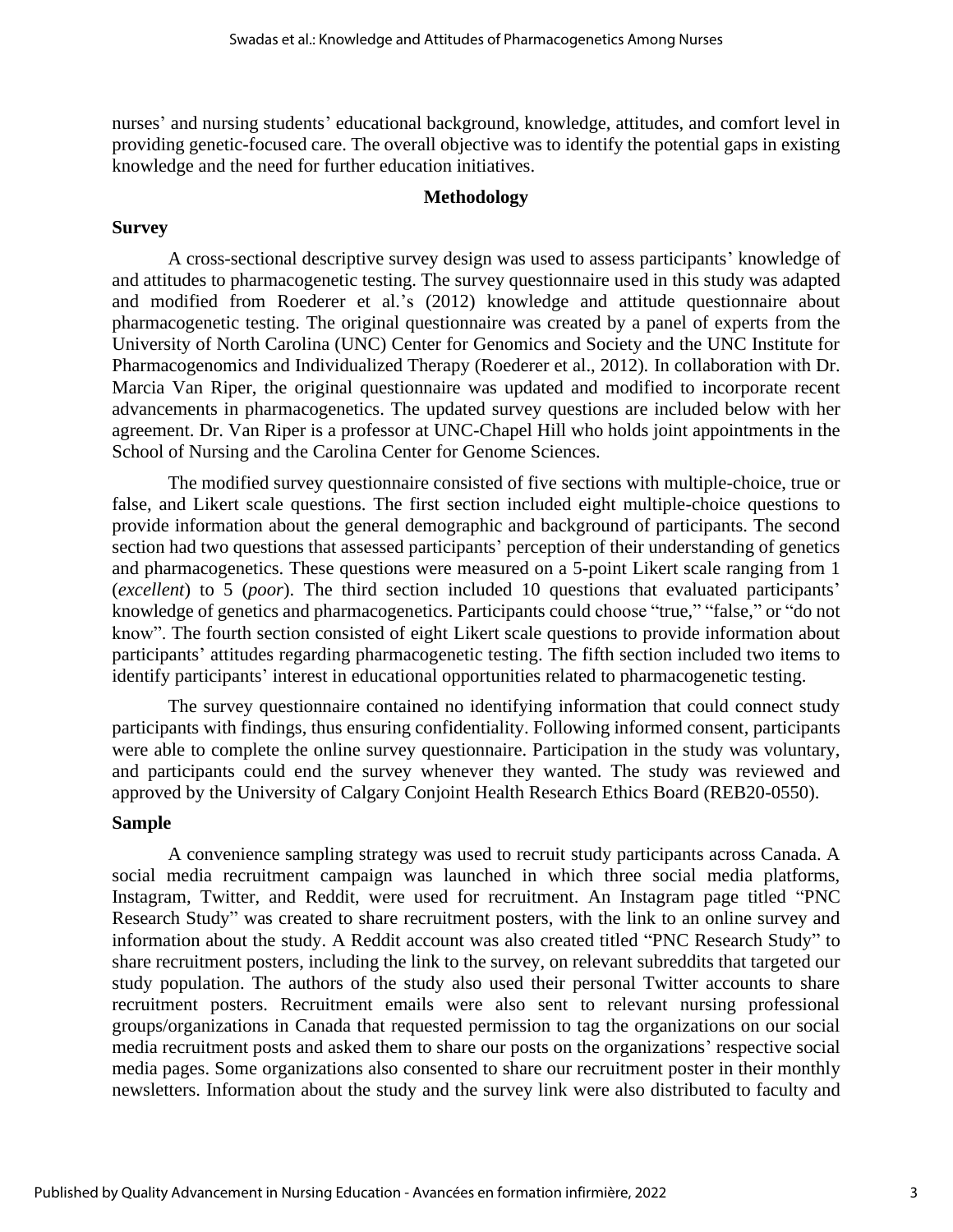nurses' and nursing students' educational background, knowledge, attitudes, and comfort level in providing genetic-focused care. The overall objective was to identify the potential gaps in existing knowledge and the need for further education initiatives.

## Methodology

### Survey

A cross-sectional descriptive survey design was used to assess participants' knowledge of and attitudes to pharmacogenetic testing. The survey questionnaire used in this study was adapted and modified from Roederer et al.'s (2012) knowledge and attitude questionnaire about pharmacogenetic testing. The original questionnaire was created by a panel of experts from the University of North Carolina (UNC) Center for Genomics and Society and the UNC Institute for Pharmacogenomics and Individualized Therapy (Roederer et al., 2012). In collaboration with Dr. Marcia Van Riper, the original questionnaire was updated and modified to incorporate recent advancements in pharmacogenetics. The updated survey questions are included below with her agreement. Dr. Van Riper is a professor at UNC-Chapel Hill who holds joint appointments in the School of Nursing and the Carolina Center for Genome Sciences.

The modified survey questionnaire consisted of five sections with multiple-choice, true or false, and Likert scale questions. The first section included eight multiple-choice questions to provide information about the general demographic and background of participants. The second section had two questions that assessed participants' perception of their understanding of genetics and pharmacogenetics. These questions were measured on a 5-point Likert scale ranging from 1 (*excellent*) to 5 (*poor*). The third section included 10 questions that evaluated participants' knowledge of genetics and pharmacogenetics. Participants could choose "true," "false," or "do not know". The fourth section consisted of eight Likert scale questions to provide information about participants' attitudes regarding pharmacogenetic testing. The fifth section included two items to identify participants' interest in educational opportunities related to pharmacogenetic testing.

The survey questionnaire contained no identifying information that could connect study participants with findings, thus ensuring confidentiality. Following informed consent, participants were able to complete the online survey questionnaire. Participation in the study was voluntary, and participants could end the survey whenever they wanted. The study was reviewed and approved by the University of Calgary Conjoint Health Research Ethics Board (REB20-0550).

### Sample

A convenience sampling strategy was used to recruit study participants across Canada. A social media recruitment campaign was launched in which three social media platforms, Instagram, Twitter, and Reddit, were used for recruitment. An Instagram page titled "PNC Research Study" was created to share recruitment posters, with the link to an online survey and information about the study. A Reddit account was also created titled "PNC Research Study" to share recruitment posters, including the link to the survey, on relevant subreddits that targeted our study population. The authors of the study also used their personal Twitter accounts to share recruitment posters. Recruitment emails were also sent to relevant nursing professional groups/organizations in Canada that requested permission to tag the organizations on our social media recruitment posts and asked them to share our posts on the organizations' respective social media pages. Some organizations also consented to share our recruitment poster in their monthly newsletters. Information about the study and the survey link were also distributed to faculty and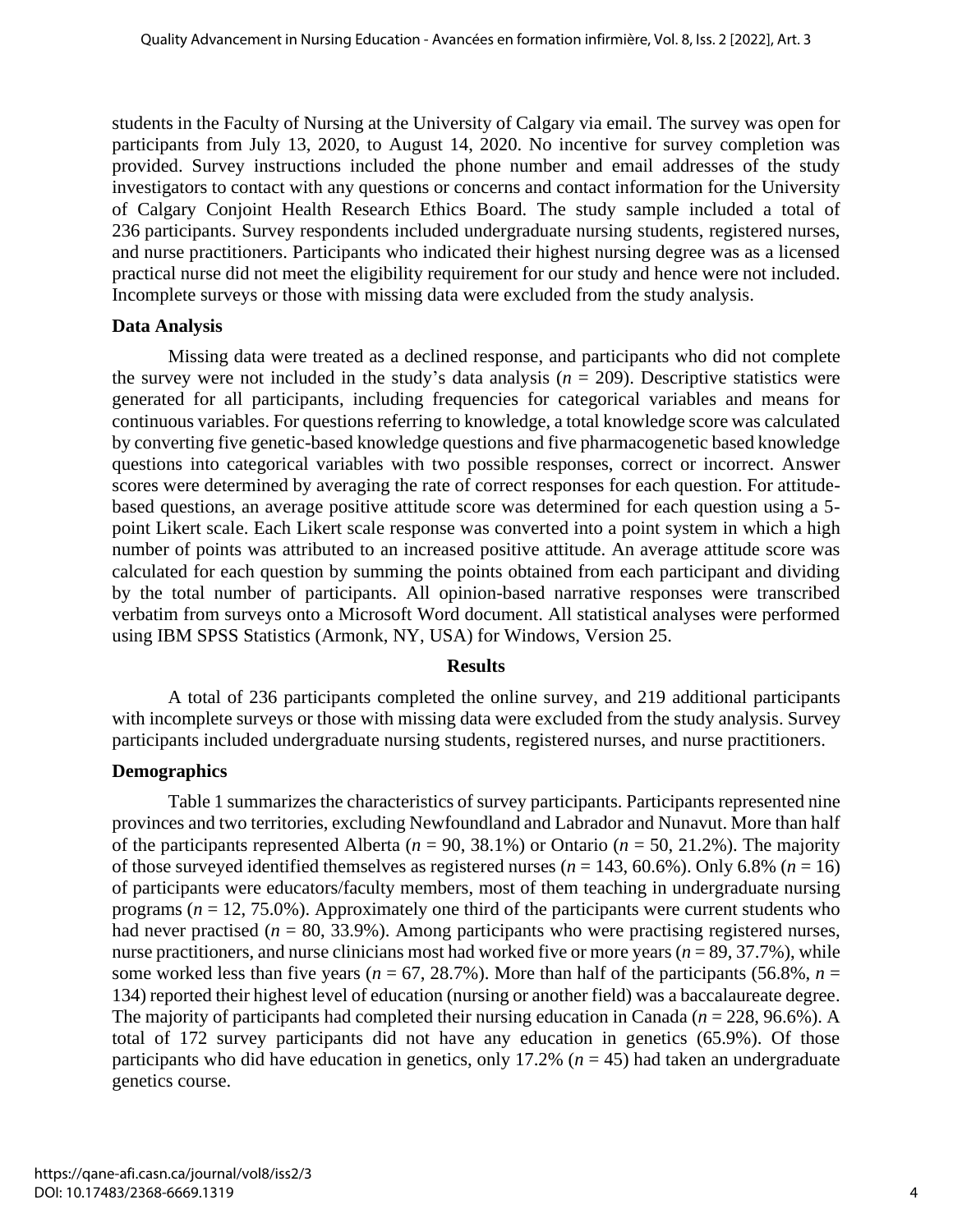students in the Faculty of Nursing at the University of Calgary via email. The survey was open for participants from July 13, 2020, to August 14, 2020. No incentive for survey completion was provided. Survey instructions included the phone number and email addresses of the study investigators to contact with any questions or concerns and contact information for the University of Calgary Conjoint Health Research Ethics Board. The study sample included a total of 236 participants. Survey respondents included undergraduate nursing students, registered nurses, and nurse practitioners. Participants who indicated their highest nursing degree was as a licensed practical nurse did not meet the eligibility requirement for our study and hence were not included. Incomplete surveys or those with missing data were excluded from the study analysis.

### Data Analysis

Missing data were treated as a declined response, and participants who did not complete the survey were not included in the study's data analysis ($n$ = 209). Descriptive statistics were generated for all participants, including frequencies for categorical variables and means for continuous variables. For questions referring to knowledge, a total knowledge score was calculated by converting five genetic-based knowledge questions and five pharmacogenetic based knowledge questions into categorical variables with two possible responses, correct or incorrect. Answer scores were determined by averaging the rate of correct responses for each question. For attitude-based questions, an average positive attitude score was determined for each question using a 5-point Likert scale. Each Likert scale response was converted into a point system in which a high number of points was attributed to an increased positive attitude. An average attitude score was calculated for each question by summing the points obtained from each participant and dividing by the total number of participants. All opinion-based narrative responses were transcribed verbatim from surveys onto a Microsoft Word document. All statistical analyses were performed using IBM SPSS Statistics (Armonk, NY, USA) for Windows, Version 25.

## Results

A total of 236 participants completed the online survey, and 219 additional participants with incomplete surveys or those with missing data were excluded from the study analysis. Survey participants included undergraduate nursing students, registered nurses, and nurse practitioners.

### Demographics

Table 1 summarizes the characteristics of survey participants. Participants represented nine provinces and two territories, excluding Newfoundland and Labrador and Nunavut. More than half of the participants represented Alberta ($n$ = 90, 38.1%) or Ontario ($n$ = 50, 21.2%). The majority of those surveyed identified themselves as registered nurses ($n$ = 143, 60.6%). Only 6.8% ($n$ = 16) of participants were educators/faculty members, most of them teaching in undergraduate nursing programs ($n$ = 12, 75.0%). Approximately one third of the participants were current students who had never practised ($n$ = 80, 33.9%). Among participants who were practising registered nurses, nurse practitioners, and nurse clinicians most had worked five or more years ($n$ = 89, 37.7%), while some worked less than five years ($n$ = 67, 28.7%). More than half of the participants (56.8%, $n$ = 134) reported their highest level of education (nursing or another field) was a baccalaureate degree. The majority of participants had completed their nursing education in Canada ($n$ = 228, 96.6%). A total of 172 survey participants did not have any education in genetics (65.9%). Of those participants who did have education in genetics, only 17.2% ($n$ = 45) had taken an undergraduate genetics course.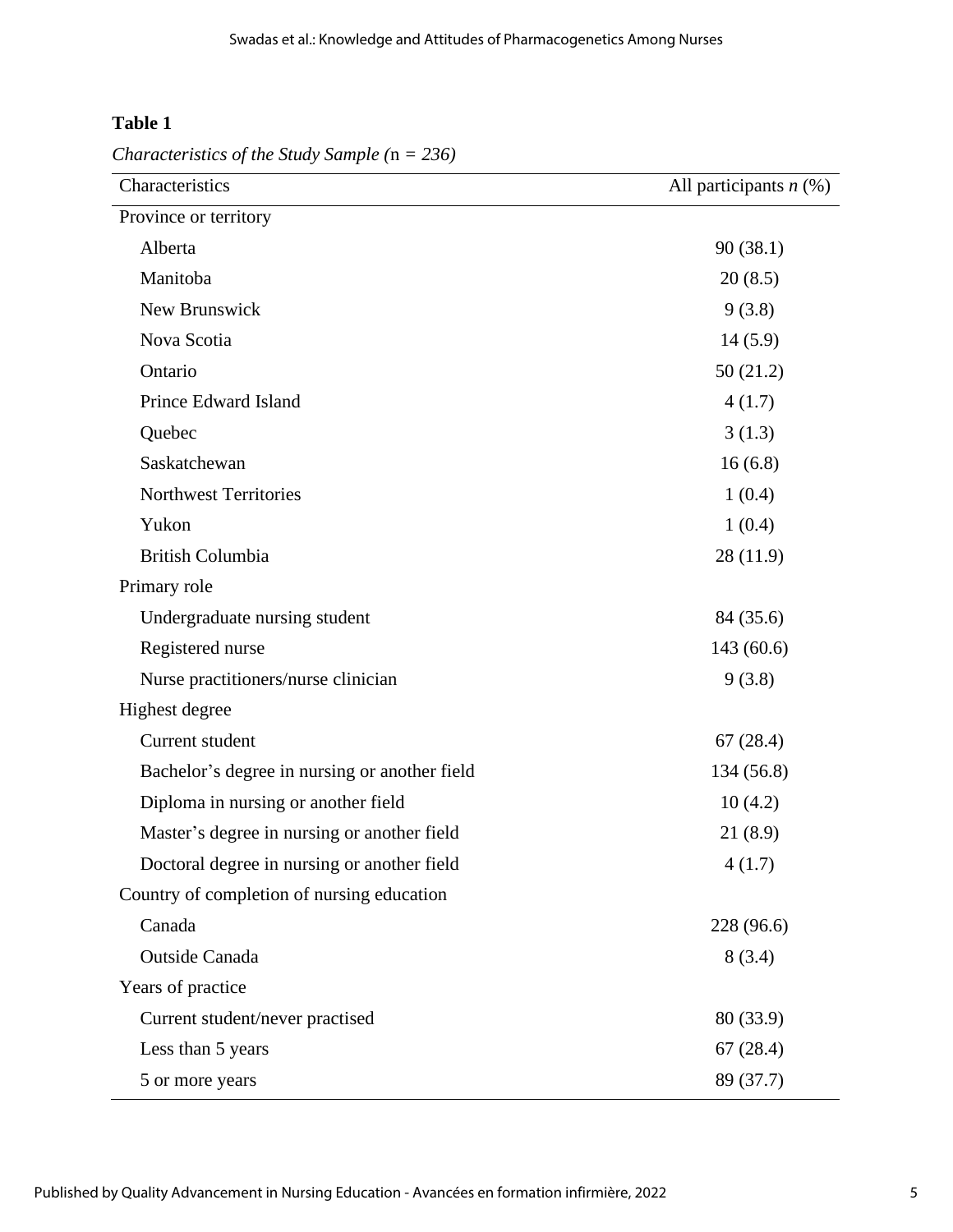**Table 1**

*Characteristics of the Study Sample (*n *= 236)*

| Characteristics | All participants *n* (%) |
|---|---|
| Province or territory | |
| Alberta | 90 (38.1) |
| Manitoba | 20 (8.5) |
| New Brunswick | 9 (3.8) |
| Nova Scotia | 14 (5.9) |
| Ontario | 50 (21.2) |
| Prince Edward Island | 4 (1.7) |
| Quebec | 3 (1.3) |
| Saskatchewan | 16 (6.8) |
| Northwest Territories | 1 (0.4) |
| Yukon | 1 (0.4) |
| British Columbia | 28 (11.9) |
| Primary role | |
| Undergraduate nursing student | 84 (35.6) |
| Registered nurse | 143 (60.6) |
| Nurse practitioners/nurse clinician | 9 (3.8) |
| Highest degree | |
| Current student | 67 (28.4) |
| Bachelor's degree in nursing or another field | 134 (56.8) |
| Diploma in nursing or another field | 10 (4.2) |
| Master's degree in nursing or another field | 21 (8.9) |
| Doctoral degree in nursing or another field | 4 (1.7) |
| Country of completion of nursing education | |
| Canada | 228 (96.6) |
| Outside Canada | 8 (3.4) |
| Years of practice | |
| Current student/never practised | 80 (33.9) |
| Less than 5 years | 67 (28.4) |
| 5 or more years | 89 (37.7) |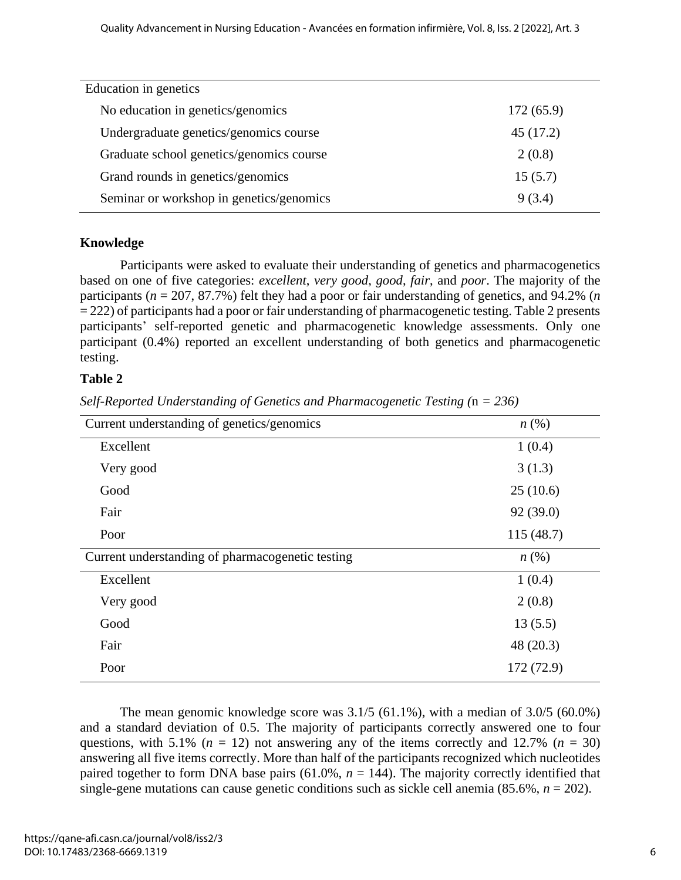| Education in genetics | |
|---|---|
| No education in genetics/genomics | 172 (65.9) |
| Undergraduate genetics/genomics course | 45 (17.2) |
| Graduate school genetics/genomics course | 2 (0.8) |
| Grand rounds in genetics/genomics | 15 (5.7) |
| Seminar or workshop in genetics/genomics | 9 (3.4) |

## Knowledge

Participants were asked to evaluate their understanding of genetics and pharmacogenetics based on one of five categories: *excellent*, *very good*, *good*, *fair*, and *poor*. The majority of the participants (*n* = 207, 87.7%) felt they had a poor or fair understanding of genetics, and 94.2% (*n* = 222) of participants had a poor or fair understanding of pharmacogenetic testing. Table 2 presents participants' self-reported genetic and pharmacogenetic knowledge assessments. Only one participant (0.4%) reported an excellent understanding of both genetics and pharmacogenetic testing.

**Table 2**

*Self-Reported Understanding of Genetics and Pharmacogenetic Testing (*n *= 236)*

| Current understanding of genetics/genomics | *n* (%) |
|---|---|
| Excellent | 1 (0.4) |
| Very good | 3 (1.3) |
| Good | 25 (10.6) |
| Fair | 92 (39.0) |
| Poor | 115 (48.7) |
| **Current understanding of pharmacogenetic testing** | ***n* (%)** |
| Excellent | 1 (0.4) |
| Very good | 2 (0.8) |
| Good | 13 (5.5) |
| Fair | 48 (20.3) |
| Poor | 172 (72.9) |

The mean genomic knowledge score was 3.1/5 (61.1%), with a median of 3.0/5 (60.0%) and a standard deviation of 0.5. The majority of participants correctly answered one to four questions, with 5.1% (*n* = 12) not answering any of the items correctly and 12.7% (*n* = 30) answering all five items correctly. More than half of the participants recognized which nucleotides paired together to form DNA base pairs (61.0%, *n* = 144). The majority correctly identified that single-gene mutations can cause genetic conditions such as sickle cell anemia (85.6%, *n* = 202).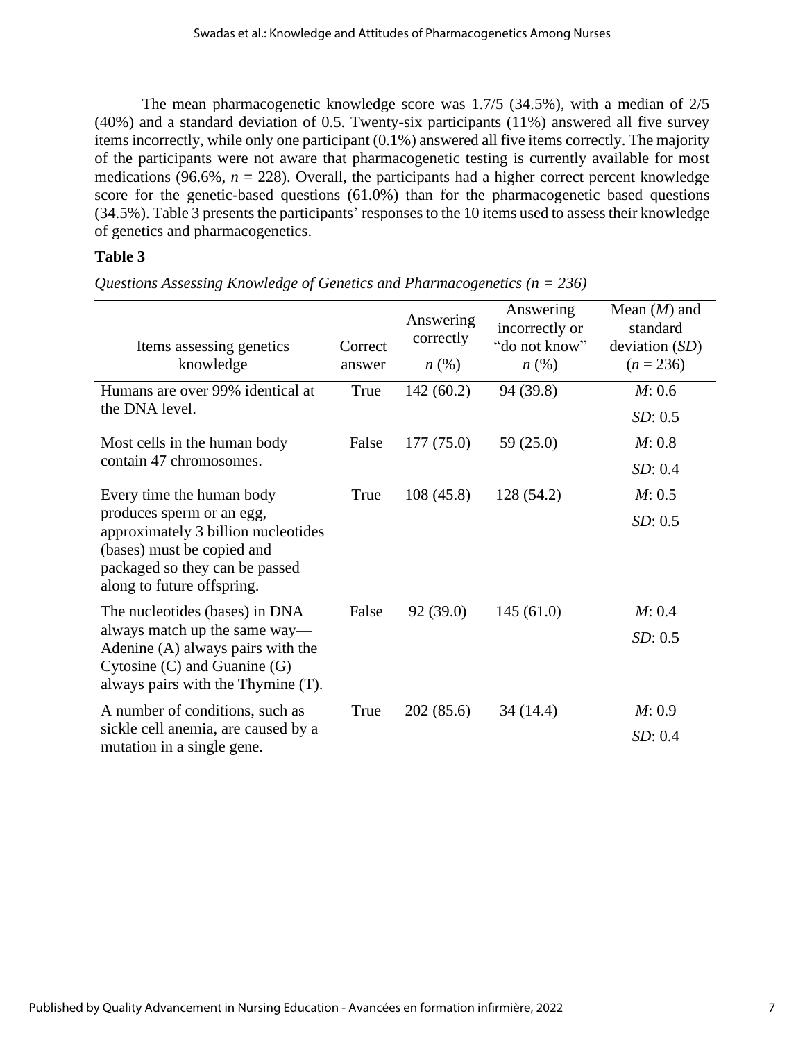The mean pharmacogenetic knowledge score was 1.7/5 (34.5%), with a median of 2/5 (40%) and a standard deviation of 0.5. Twenty-six participants (11%) answered all five survey items incorrectly, while only one participant (0.1%) answered all five items correctly. The majority of the participants were not aware that pharmacogenetic testing is currently available for most medications (96.6%, *n* = 228). Overall, the participants had a higher correct percent knowledge score for the genetic-based questions (61.0%) than for the pharmacogenetic based questions (34.5%). Table 3 presents the participants' responses to the 10 items used to assess their knowledge of genetics and pharmacogenetics.

**Table 3**

*Questions Assessing Knowledge of Genetics and Pharmacogenetics (n = 236)*

| Items assessing genetics knowledge | Correct answer | Answering correctly *n* (%) | Answering incorrectly or "do not know" *n* (%) | Mean (*M*) and standard deviation (*SD*) (*n* = 236) |
|---|---|---|---|---|
| Humans are over 99% identical at the DNA level. | True | 142 (60.2) | 94 (39.8) | *M*: 0.6<br>*SD*: 0.5 |
| Most cells in the human body contain 47 chromosomes. | False | 177 (75.0) | 59 (25.0) | *M*: 0.8<br>*SD*: 0.4 |
| Every time the human body produces sperm or an egg, approximately 3 billion nucleotides (bases) must be copied and packaged so they can be passed along to future offspring. | True | 108 (45.8) | 128 (54.2) | *M*: 0.5<br>*SD*: 0.5 |
| The nucleotides (bases) in DNA always match up the same way—Adenine (A) always pairs with the Cytosine (C) and Guanine (G) always pairs with the Thymine (T). | False | 92 (39.0) | 145 (61.0) | *M*: 0.4<br>*SD*: 0.5 |
| A number of conditions, such as sickle cell anemia, are caused by a mutation in a single gene. | True | 202 (85.6) | 34 (14.4) | *M*: 0.9<br>*SD*: 0.4 |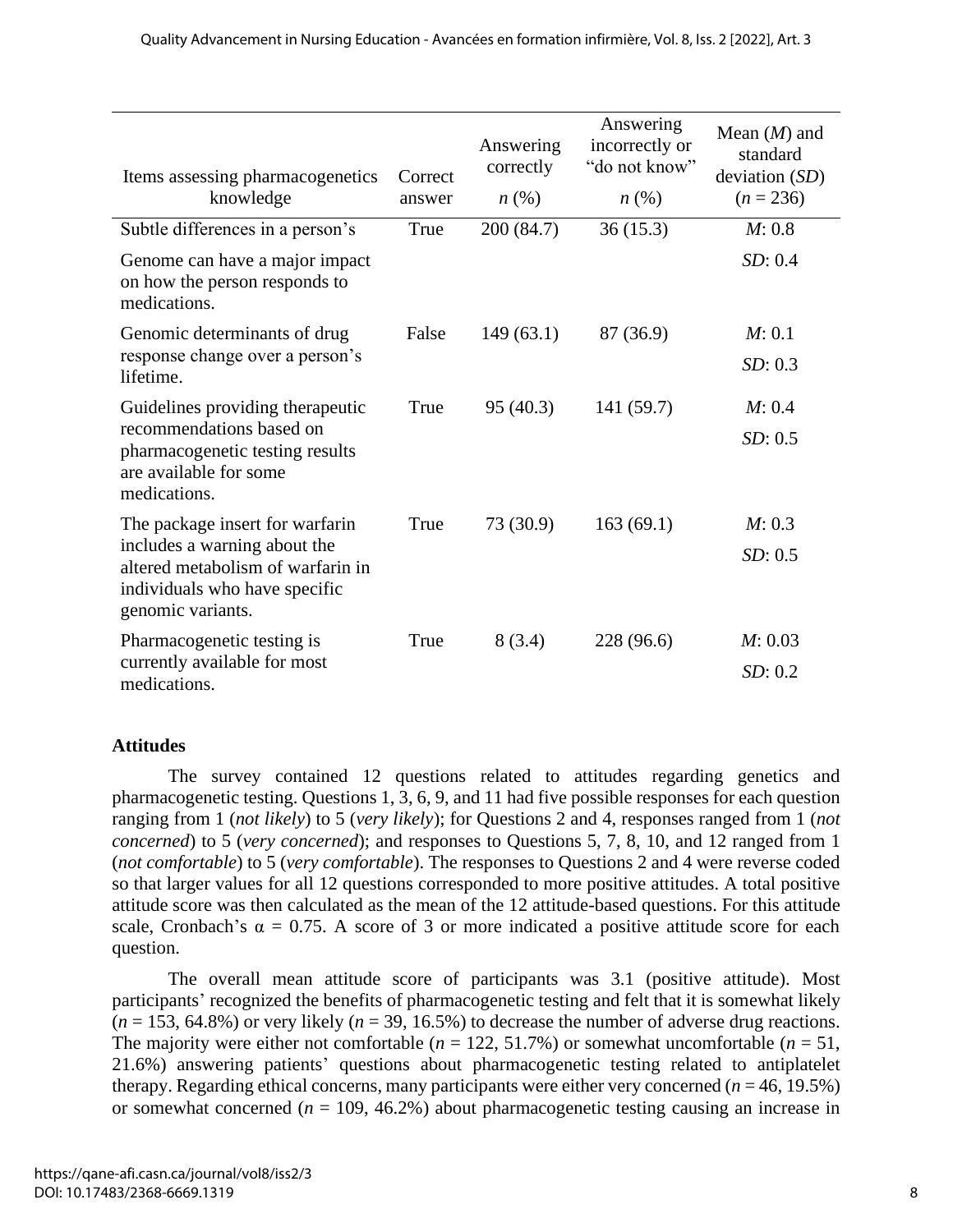| Items assessing pharmacogenetics knowledge | Correct answer | Answering correctly $n$ (%) | Answering incorrectly or "do not know" $n$ (%) | Mean ($M$) and standard deviation ($SD$) ($n$ = 236) |
|---|---|---|---|---|
| Subtle differences in a person's Genome can have a major impact on how the person responds to medications. | True | 200 (84.7) | 36 (15.3) | *M*: 0.8 *SD*: 0.4 |
| Genomic determinants of drug response change over a person's lifetime. | False | 149 (63.1) | 87 (36.9) | *M*: 0.1 *SD*: 0.3 |
| Guidelines providing therapeutic recommendations based on pharmacogenetic testing results are available for some medications. | True | 95 (40.3) | 141 (59.7) | *M*: 0.4 *SD*: 0.5 |
| The package insert for warfarin includes a warning about the altered metabolism of warfarin in individuals who have specific genomic variants. | True | 73 (30.9) | 163 (69.1) | *M*: 0.3 *SD*: 0.5 |
| Pharmacogenetic testing is currently available for most medications. | True | 8 (3.4) | 228 (96.6) | *M*: 0.03 *SD*: 0.2 |

**Attitudes**

The survey contained 12 questions related to attitudes regarding genetics and pharmacogenetic testing. Questions 1, 3, 6, 9, and 11 had five possible responses for each question ranging from 1 (*not likely*) to 5 (*very likely*); for Questions 2 and 4, responses ranged from 1 (*not concerned*) to 5 (*very concerned*); and responses to Questions 5, 7, 8, 10, and 12 ranged from 1 (*not comfortable*) to 5 (*very comfortable*). The responses to Questions 2 and 4 were reverse coded so that larger values for all 12 questions corresponded to more positive attitudes. A total positive attitude score was then calculated as the mean of the 12 attitude-based questions. For this attitude scale, Cronbach's $\alpha = 0.75$. A score of 3 or more indicated a positive attitude score for each question.

The overall mean attitude score of participants was 3.1 (positive attitude). Most participants' recognized the benefits of pharmacogenetic testing and felt that it is somewhat likely ($n$ = 153, 64.8%) or very likely ($n$ = 39, 16.5%) to decrease the number of adverse drug reactions. The majority were either not comfortable ($n$ = 122, 51.7%) or somewhat uncomfortable ($n$ = 51, 21.6%) answering patients' questions about pharmacogenetic testing related to antiplatelet therapy. Regarding ethical concerns, many participants were either very concerned ($n$ = 46, 19.5%) or somewhat concerned ($n$ = 109, 46.2%) about pharmacogenetic testing causing an increase in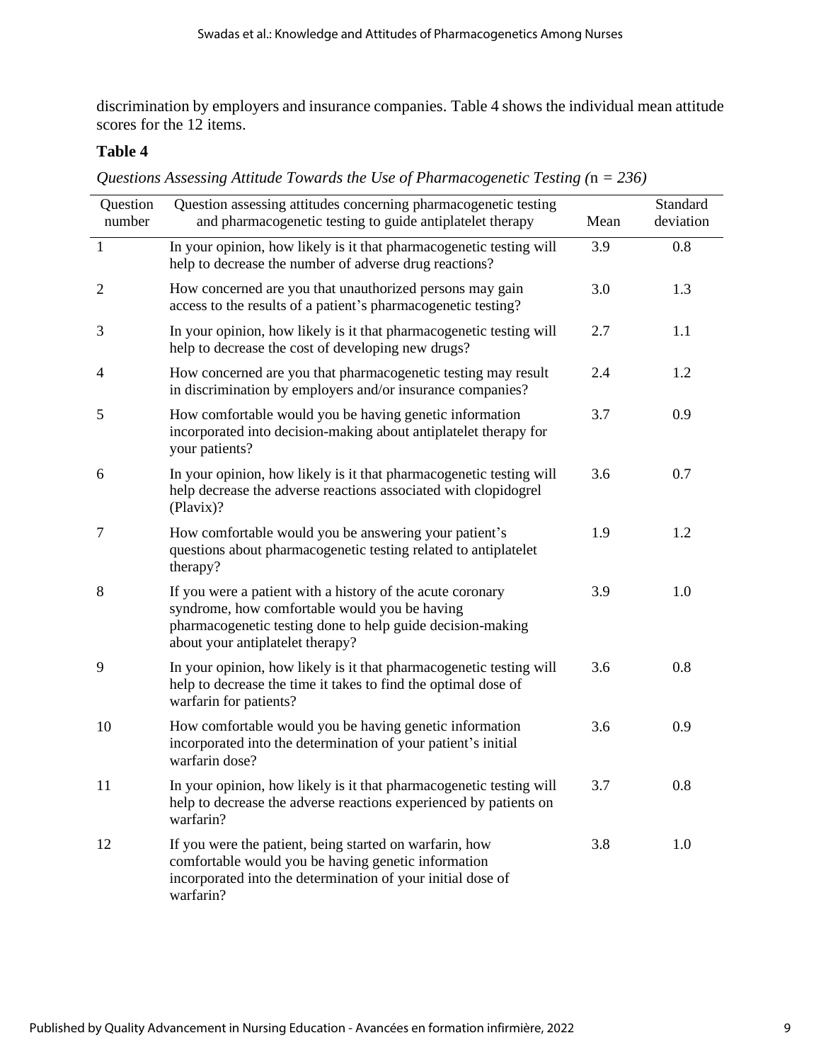discrimination by employers and insurance companies. Table 4 shows the individual mean attitude scores for the 12 items.

**Table 4**

*Questions Assessing Attitude Towards the Use of Pharmacogenetic Testing (n = 236)*

| Question number | Question assessing attitudes concerning pharmacogenetic testing and pharmacogenetic testing to guide antiplatelet therapy | Mean | Standard deviation |
|---|---|---|---|
| 1 | In your opinion, how likely is it that pharmacogenetic testing will help to decrease the number of adverse drug reactions? | 3.9 | 0.8 |
| 2 | How concerned are you that unauthorized persons may gain access to the results of a patient's pharmacogenetic testing? | 3.0 | 1.3 |
| 3 | In your opinion, how likely is it that pharmacogenetic testing will help to decrease the cost of developing new drugs? | 2.7 | 1.1 |
| 4 | How concerned are you that pharmacogenetic testing may result in discrimination by employers and/or insurance companies? | 2.4 | 1.2 |
| 5 | How comfortable would you be having genetic information incorporated into decision-making about antiplatelet therapy for your patients? | 3.7 | 0.9 |
| 6 | In your opinion, how likely is it that pharmacogenetic testing will help decrease the adverse reactions associated with clopidogrel (Plavix)? | 3.6 | 0.7 |
| 7 | How comfortable would you be answering your patient's questions about pharmacogenetic testing related to antiplatelet therapy? | 1.9 | 1.2 |
| 8 | If you were a patient with a history of the acute coronary syndrome, how comfortable would you be having pharmacogenetic testing done to help guide decision-making about your antiplatelet therapy? | 3.9 | 1.0 |
| 9 | In your opinion, how likely is it that pharmacogenetic testing will help to decrease the time it takes to find the optimal dose of warfarin for patients? | 3.6 | 0.8 |
| 10 | How comfortable would you be having genetic information incorporated into the determination of your patient's initial warfarin dose? | 3.6 | 0.9 |
| 11 | In your opinion, how likely is it that pharmacogenetic testing will help to decrease the adverse reactions experienced by patients on warfarin? | 3.7 | 0.8 |
| 12 | If you were the patient, being started on warfarin, how comfortable would you be having genetic information incorporated into the determination of your initial dose of warfarin? | 3.8 | 1.0 |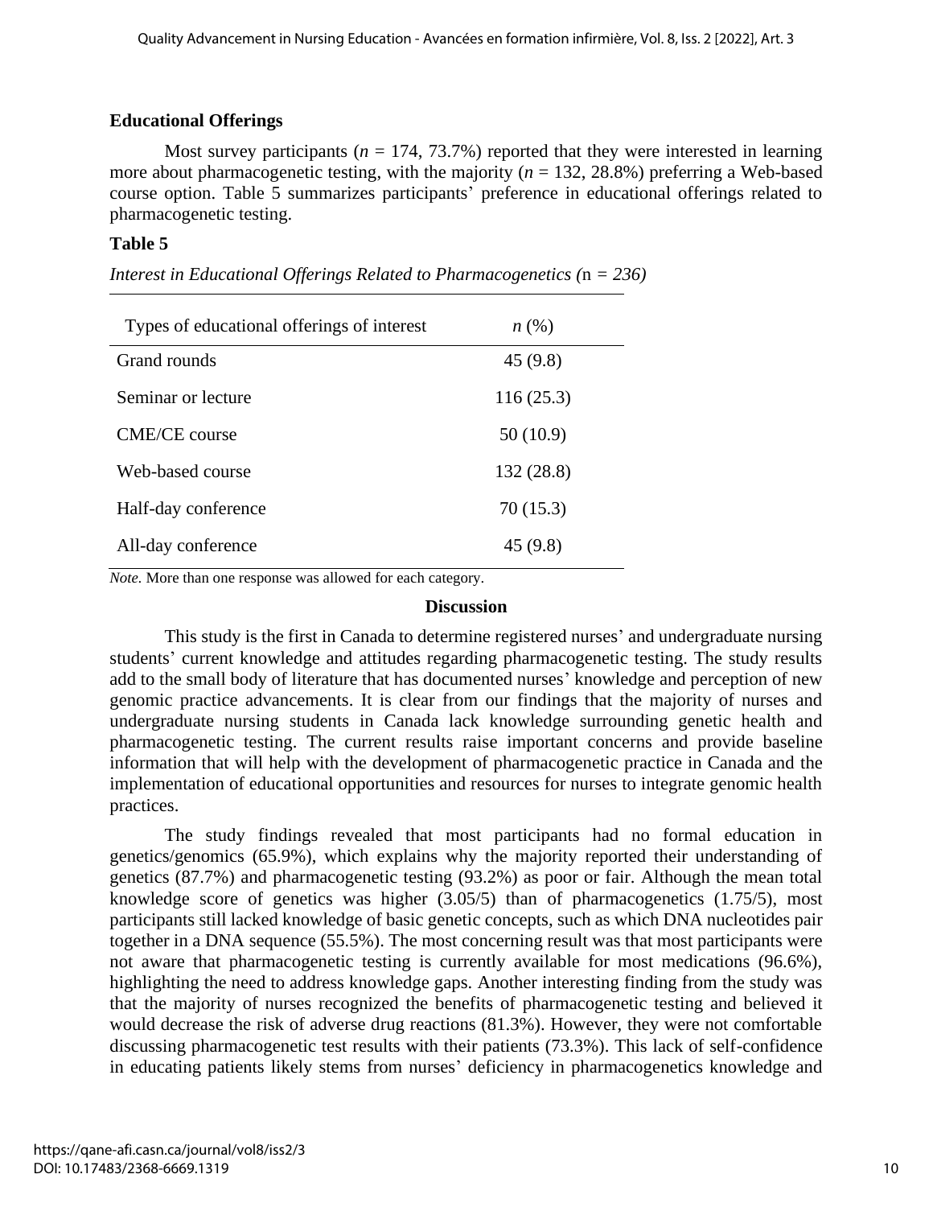### Educational Offerings

Most survey participants ($n$ = 174, 73.7%) reported that they were interested in learning more about pharmacogenetic testing, with the majority ($n$ = 132, 28.8%) preferring a Web-based course option. Table 5 summarizes participants' preference in educational offerings related to pharmacogenetic testing.

**Table 5**

*Interest in Educational Offerings Related to Pharmacogenetics (*n *= 236)*

| Types of educational offerings of interest | $n$ (%) |
|---|---|
| Grand rounds | 45 (9.8) |
| Seminar or lecture | 116 (25.3) |
| CME/CE course | 50 (10.9) |
| Web-based course | 132 (28.8) |
| Half-day conference | 70 (15.3) |
| All-day conference | 45 (9.8) |

*Note.* More than one response was allowed for each category.

## Discussion

This study is the first in Canada to determine registered nurses' and undergraduate nursing students' current knowledge and attitudes regarding pharmacogenetic testing. The study results add to the small body of literature that has documented nurses' knowledge and perception of new genomic practice advancements. It is clear from our findings that the majority of nurses and undergraduate nursing students in Canada lack knowledge surrounding genetic health and pharmacogenetic testing. The current results raise important concerns and provide baseline information that will help with the development of pharmacogenetic practice in Canada and the implementation of educational opportunities and resources for nurses to integrate genomic health practices.

The study findings revealed that most participants had no formal education in genetics/genomics (65.9%), which explains why the majority reported their understanding of genetics (87.7%) and pharmacogenetic testing (93.2%) as poor or fair. Although the mean total knowledge score of genetics was higher (3.05/5) than of pharmacogenetics (1.75/5), most participants still lacked knowledge of basic genetic concepts, such as which DNA nucleotides pair together in a DNA sequence (55.5%). The most concerning result was that most participants were not aware that pharmacogenetic testing is currently available for most medications (96.6%), highlighting the need to address knowledge gaps. Another interesting finding from the study was that the majority of nurses recognized the benefits of pharmacogenetic testing and believed it would decrease the risk of adverse drug reactions (81.3%). However, they were not comfortable discussing pharmacogenetic test results with their patients (73.3%). This lack of self-confidence in educating patients likely stems from nurses' deficiency in pharmacogenetics knowledge and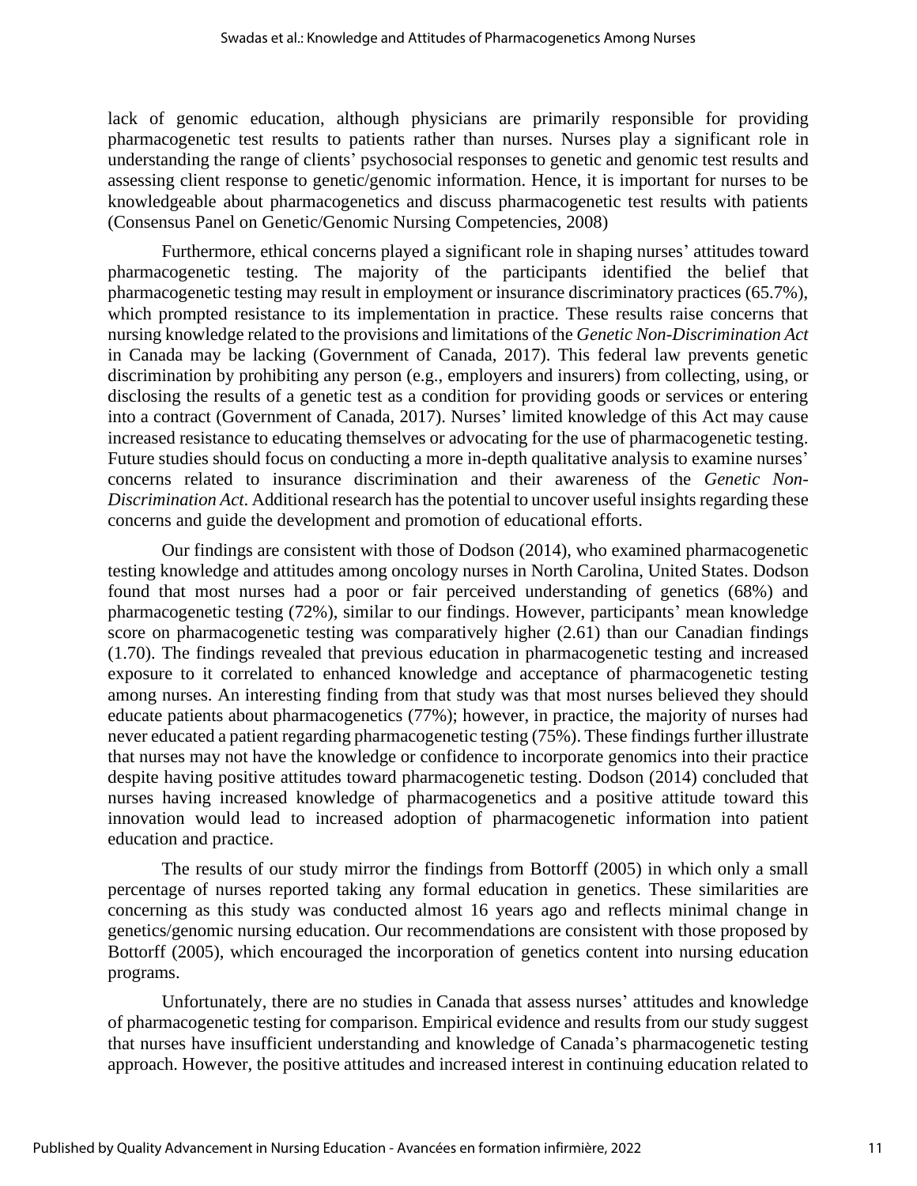lack of genomic education, although physicians are primarily responsible for providing pharmacogenetic test results to patients rather than nurses. Nurses play a significant role in understanding the range of clients' psychosocial responses to genetic and genomic test results and assessing client response to genetic/genomic information. Hence, it is important for nurses to be knowledgeable about pharmacogenetics and discuss pharmacogenetic test results with patients (Consensus Panel on Genetic/Genomic Nursing Competencies, 2008)

Furthermore, ethical concerns played a significant role in shaping nurses' attitudes toward pharmacogenetic testing. The majority of the participants identified the belief that pharmacogenetic testing may result in employment or insurance discriminatory practices (65.7%), which prompted resistance to its implementation in practice. These results raise concerns that nursing knowledge related to the provisions and limitations of the *Genetic Non-Discrimination Act* in Canada may be lacking (Government of Canada, 2017). This federal law prevents genetic discrimination by prohibiting any person (e.g., employers and insurers) from collecting, using, or disclosing the results of a genetic test as a condition for providing goods or services or entering into a contract (Government of Canada, 2017). Nurses' limited knowledge of this Act may cause increased resistance to educating themselves or advocating for the use of pharmacogenetic testing. Future studies should focus on conducting a more in-depth qualitative analysis to examine nurses' concerns related to insurance discrimination and their awareness of the *Genetic Non-Discrimination Act*. Additional research has the potential to uncover useful insights regarding these concerns and guide the development and promotion of educational efforts.

Our findings are consistent with those of Dodson (2014), who examined pharmacogenetic testing knowledge and attitudes among oncology nurses in North Carolina, United States. Dodson found that most nurses had a poor or fair perceived understanding of genetics (68%) and pharmacogenetic testing (72%), similar to our findings. However, participants' mean knowledge score on pharmacogenetic testing was comparatively higher (2.61) than our Canadian findings (1.70). The findings revealed that previous education in pharmacogenetic testing and increased exposure to it correlated to enhanced knowledge and acceptance of pharmacogenetic testing among nurses. An interesting finding from that study was that most nurses believed they should educate patients about pharmacogenetics (77%); however, in practice, the majority of nurses had never educated a patient regarding pharmacogenetic testing (75%). These findings further illustrate that nurses may not have the knowledge or confidence to incorporate genomics into their practice despite having positive attitudes toward pharmacogenetic testing. Dodson (2014) concluded that nurses having increased knowledge of pharmacogenetics and a positive attitude toward this innovation would lead to increased adoption of pharmacogenetic information into patient education and practice.

The results of our study mirror the findings from Bottorff (2005) in which only a small percentage of nurses reported taking any formal education in genetics. These similarities are concerning as this study was conducted almost 16 years ago and reflects minimal change in genetics/genomic nursing education. Our recommendations are consistent with those proposed by Bottorff (2005), which encouraged the incorporation of genetics content into nursing education programs.

Unfortunately, there are no studies in Canada that assess nurses' attitudes and knowledge of pharmacogenetic testing for comparison. Empirical evidence and results from our study suggest that nurses have insufficient understanding and knowledge of Canada's pharmacogenetic testing approach. However, the positive attitudes and increased interest in continuing education related to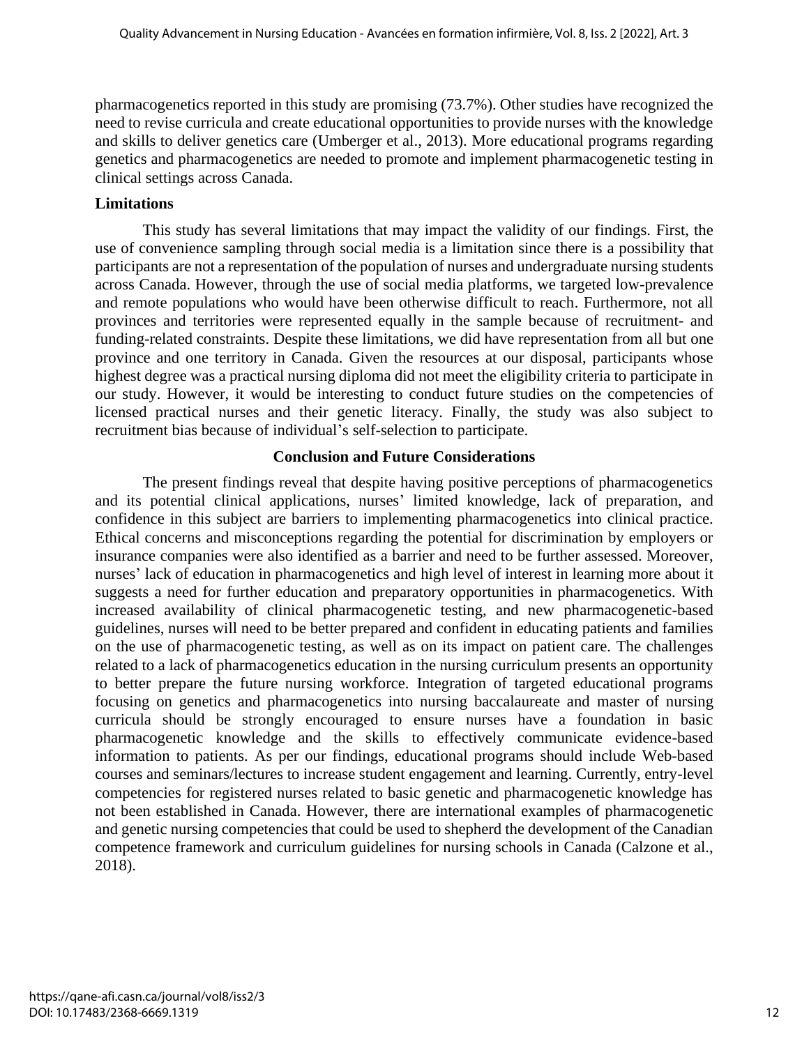pharmacogenetics reported in this study are promising (73.7%). Other studies have recognized the need to revise curricula and create educational opportunities to provide nurses with the knowledge and skills to deliver genetics care (Umberger et al., 2013). More educational programs regarding genetics and pharmacogenetics are needed to promote and implement pharmacogenetic testing in clinical settings across Canada.

### Limitations

This study has several limitations that may impact the validity of our findings. First, the use of convenience sampling through social media is a limitation since there is a possibility that participants are not a representation of the population of nurses and undergraduate nursing students across Canada. However, through the use of social media platforms, we targeted low-prevalence and remote populations who would have been otherwise difficult to reach. Furthermore, not all provinces and territories were represented equally in the sample because of recruitment- and funding-related constraints. Despite these limitations, we did have representation from all but one province and one territory in Canada. Given the resources at our disposal, participants whose highest degree was a practical nursing diploma did not meet the eligibility criteria to participate in our study. However, it would be interesting to conduct future studies on the competencies of licensed practical nurses and their genetic literacy. Finally, the study was also subject to recruitment bias because of individual's self-selection to participate.

## Conclusion and Future Considerations

The present findings reveal that despite having positive perceptions of pharmacogenetics and its potential clinical applications, nurses' limited knowledge, lack of preparation, and confidence in this subject are barriers to implementing pharmacogenetics into clinical practice. Ethical concerns and misconceptions regarding the potential for discrimination by employers or insurance companies were also identified as a barrier and need to be further assessed. Moreover, nurses' lack of education in pharmacogenetics and high level of interest in learning more about it suggests a need for further education and preparatory opportunities in pharmacogenetics. With increased availability of clinical pharmacogenetic testing, and new pharmacogenetic-based guidelines, nurses will need to be better prepared and confident in educating patients and families on the use of pharmacogenetic testing, as well as on its impact on patient care. The challenges related to a lack of pharmacogenetics education in the nursing curriculum presents an opportunity to better prepare the future nursing workforce. Integration of targeted educational programs focusing on genetics and pharmacogenetics into nursing baccalaureate and master of nursing curricula should be strongly encouraged to ensure nurses have a foundation in basic pharmacogenetic knowledge and the skills to effectively communicate evidence-based information to patients. As per our findings, educational programs should include Web-based courses and seminars/lectures to increase student engagement and learning. Currently, entry-level competencies for registered nurses related to basic genetic and pharmacogenetic knowledge has not been established in Canada. However, there are international examples of pharmacogenetic and genetic nursing competencies that could be used to shepherd the development of the Canadian competence framework and curriculum guidelines for nursing schools in Canada (Calzone et al., 2018).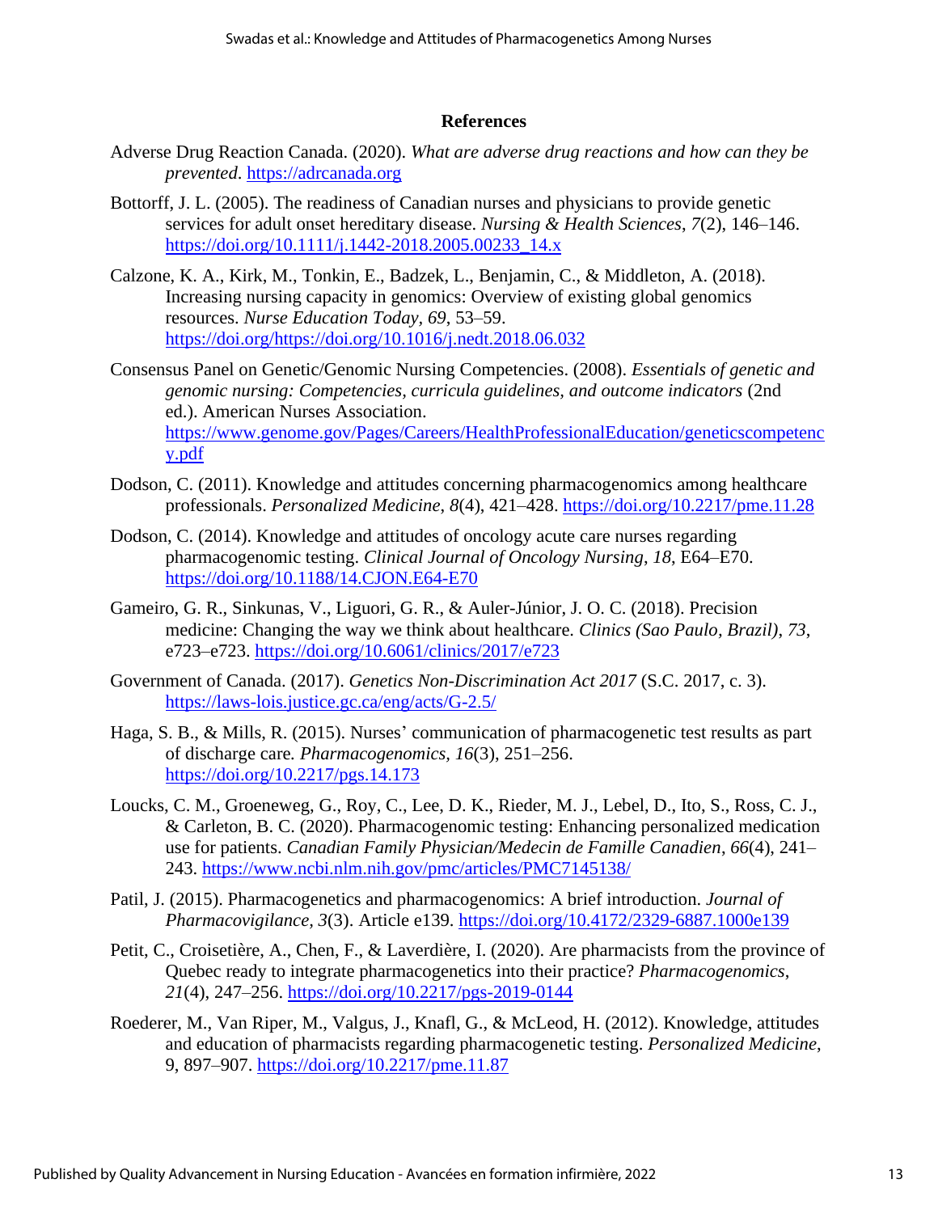## References

Adverse Drug Reaction Canada. (2020). *What are adverse drug reactions and how can they be prevented*. https://adrcanada.org

Bottorff, J. L. (2005). The readiness of Canadian nurses and physicians to provide genetic services for adult onset hereditary disease. *Nursing & Health Sciences*, *7*(2), 146–146. https://doi.org/10.1111/j.1442-2018.2005.00233_14.x

Calzone, K. A., Kirk, M., Tonkin, E., Badzek, L., Benjamin, C., & Middleton, A. (2018). Increasing nursing capacity in genomics: Overview of existing global genomics resources. *Nurse Education Today, 69*, 53–59. https://doi.org/https://doi.org/10.1016/j.nedt.2018.06.032

Consensus Panel on Genetic/Genomic Nursing Competencies. (2008). *Essentials of genetic and genomic nursing: Competencies, curricula guidelines, and outcome indicators* (2nd ed.). American Nurses Association. https://www.genome.gov/Pages/Careers/HealthProfessionalEducation/geneticscompetency.pdf

Dodson, C. (2011). Knowledge and attitudes concerning pharmacogenomics among healthcare professionals. *Personalized Medicine*, *8*(4), 421–428. https://doi.org/10.2217/pme.11.28

Dodson, C. (2014). Knowledge and attitudes of oncology acute care nurses regarding pharmacogenomic testing. *Clinical Journal of Oncology Nursing*, *18*, E64–E70. https://doi.org/10.1188/14.CJON.E64-E70

Gameiro, G. R., Sinkunas, V., Liguori, G. R., & Auler-Júnior, J. O. C. (2018). Precision medicine: Changing the way we think about healthcare. *Clinics (Sao Paulo, Brazil)*, *73*, e723–e723. https://doi.org/10.6061/clinics/2017/e723

Government of Canada. (2017). *Genetics Non-Discrimination Act 2017* (S.C. 2017, c. 3). https://laws-lois.justice.gc.ca/eng/acts/G-2.5/

Haga, S. B., & Mills, R. (2015). Nurses' communication of pharmacogenetic test results as part of discharge care. *Pharmacogenomics*, *16*(3), 251–256. https://doi.org/10.2217/pgs.14.173

Loucks, C. M., Groeneweg, G., Roy, C., Lee, D. K., Rieder, M. J., Lebel, D., Ito, S., Ross, C. J., & Carleton, B. C. (2020). Pharmacogenomic testing: Enhancing personalized medication use for patients. *Canadian Family Physician/Medecin de Famille Canadien*, *66*(4), 241–243. https://www.ncbi.nlm.nih.gov/pmc/articles/PMC7145138/

Patil, J. (2015). Pharmacogenetics and pharmacogenomics: A brief introduction. *Journal of Pharmacovigilance*, *3*(3). Article e139. https://doi.org/10.4172/2329-6887.1000e139

Petit, C., Croisetière, A., Chen, F., & Laverdière, I. (2020). Are pharmacists from the province of Quebec ready to integrate pharmacogenetics into their practice? *Pharmacogenomics*, *21*(4), 247–256. https://doi.org/10.2217/pgs-2019-0144

Roederer, M., Van Riper, M., Valgus, J., Knafl, G., & McLeod, H. (2012). Knowledge, attitudes and education of pharmacists regarding pharmacogenetic testing. *Personalized Medicine*, 9, 897–907. https://doi.org/10.2217/pme.11.87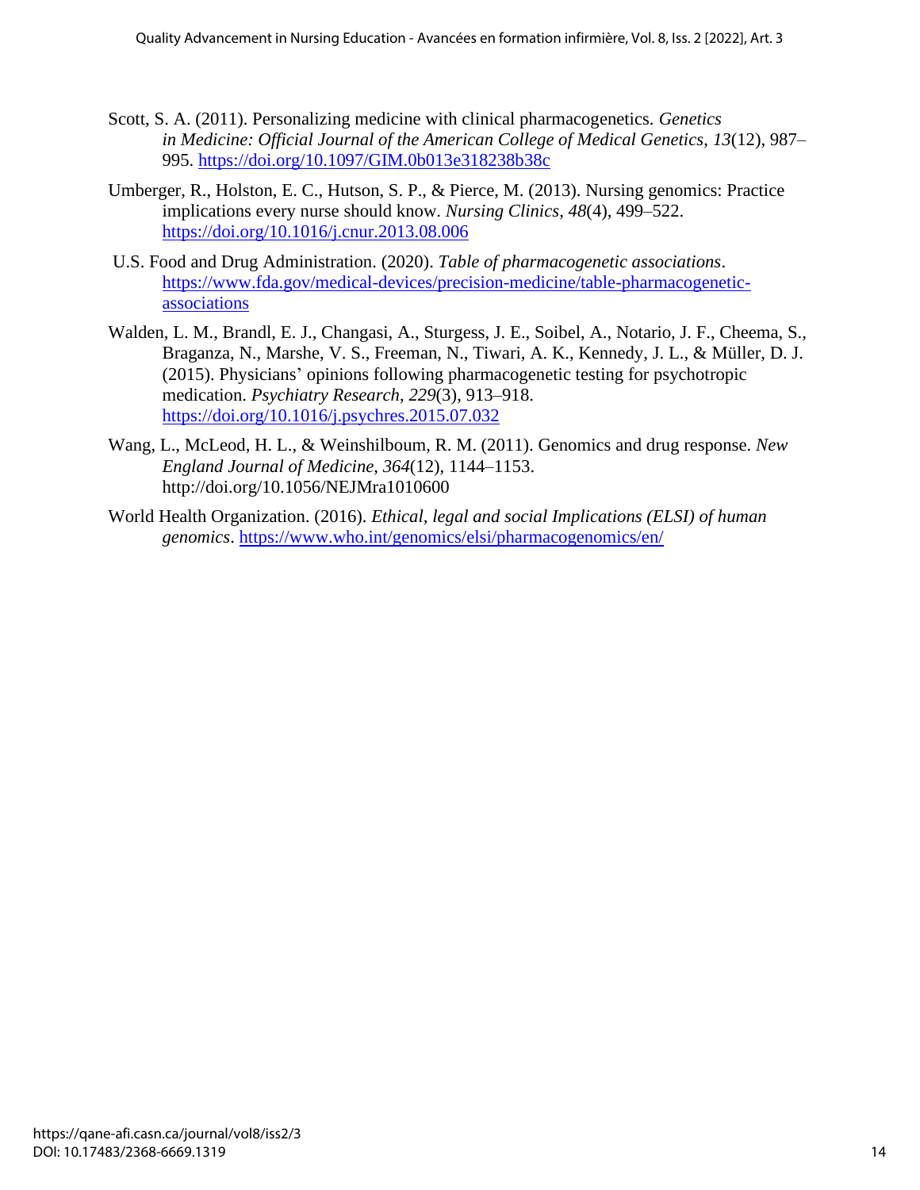Scott, S. A. (2011). Personalizing medicine with clinical pharmacogenetics. *Genetics in Medicine: Official Journal of the American College of Medical Genetics*, *13*(12), 987–995. https://doi.org/10.1097/GIM.0b013e318238b38c

Umberger, R., Holston, E. C., Hutson, S. P., & Pierce, M. (2013). Nursing genomics: Practice implications every nurse should know. *Nursing Clinics*, *48*(4), 499–522. https://doi.org/10.1016/j.cnur.2013.08.006

U.S. Food and Drug Administration. (2020). *Table of pharmacogenetic associations*. https://www.fda.gov/medical-devices/precision-medicine/table-pharmacogenetic-associations

Walden, L. M., Brandl, E. J., Changasi, A., Sturgess, J. E., Soibel, A., Notario, J. F., Cheema, S., Braganza, N., Marshe, V. S., Freeman, N., Tiwari, A. K., Kennedy, J. L., & Müller, D. J. (2015). Physicians' opinions following pharmacogenetic testing for psychotropic medication. *Psychiatry Research*, *229*(3), 913–918. https://doi.org/10.1016/j.psychres.2015.07.032

Wang, L., McLeod, H. L., & Weinshilboum, R. M. (2011). Genomics and drug response. *New England Journal of Medicine*, *364*(12), 1144–1153. http://doi.org/10.1056/NEJMra1010600

World Health Organization. (2016). *Ethical, legal and social Implications (ELSI) of human genomics*. https://www.who.int/genomics/elsi/pharmacogenomics/en/